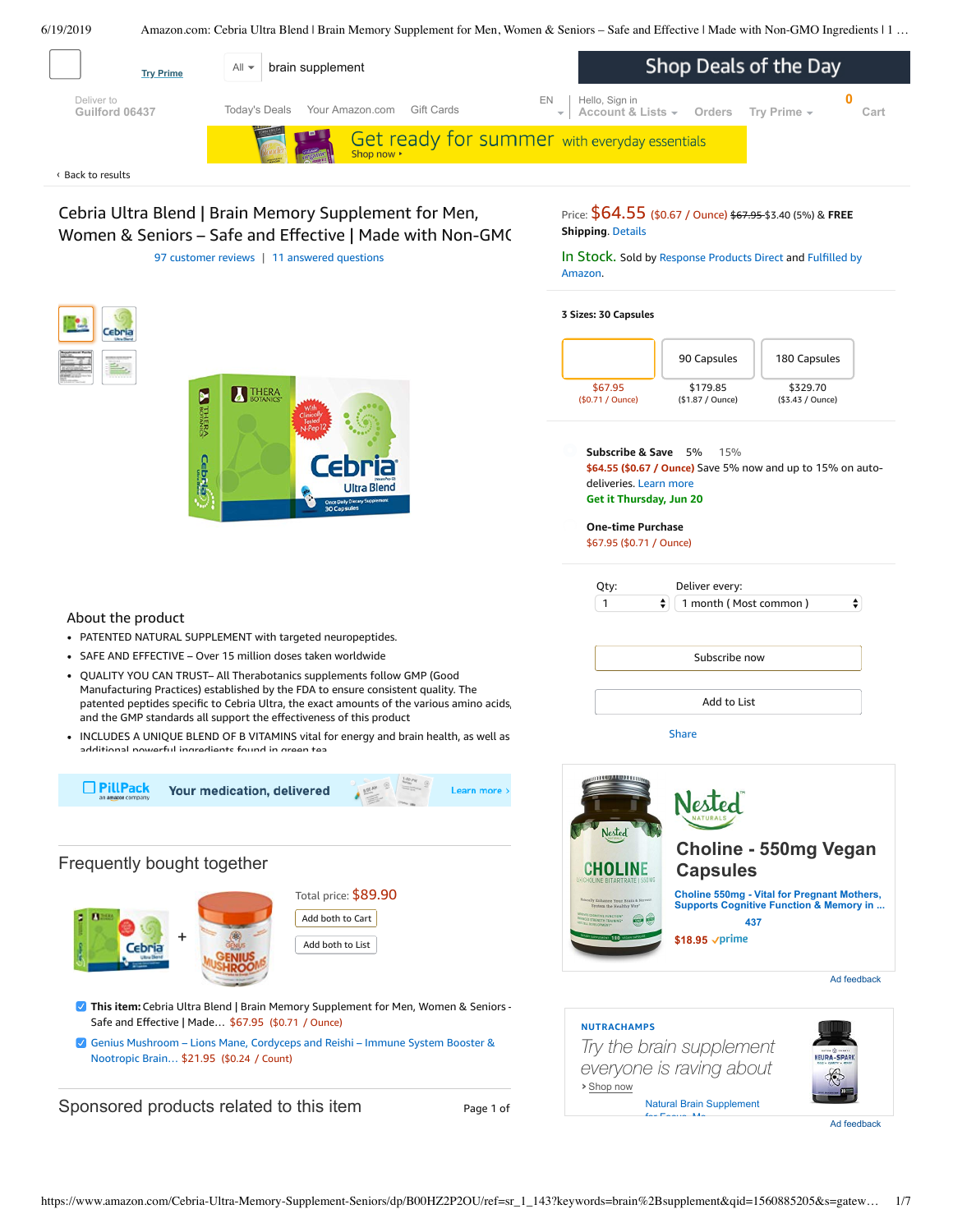Try Prime

All | brain supplement

Shop Deals of the Day

Deliver to Guilford 06437

Today's Deals | Your Amazon.com | Gift Cards

EN | Hello, Sign in Account & Lists | Orders | Try Prime | 0 Cart

Get ready for summer with everyday essentials
Shop now ›

‹ Back to results

# Cebria Ultra Blend | Brain Memory Supplement for Men, Women & Seniors – Safe and Effective | Made with Non-GMO

97 customer reviews | 11 answered questions

Price: $64.55 ($0.67 / Ounce) ~~$67.95~~ $3.40 (5%) & **FREE Shipping**. Details

In Stock. Sold by Response Products Direct and Fulfilled by Amazon.

**3 Sizes: 30 Capsules**

| | 90 Capsules | 180 Capsules |
|---|---|---|
| $67.95 ($0.71 / Ounce) | $179.85 ($1.87 / Ounce) | $329.70 ($3.43 / Ounce) |

**Subscribe & Save** 5% 15%
$64.55 ($0.67 / Ounce) Save 5% now and up to 15% on auto-deliveries. Learn more
Get it Thursday, Jun 20

**One-time Purchase**
$67.95 ($0.71 / Ounce)

Qty: 1 | Deliver every: 1 month ( Most common )

Subscribe now

Add to List

Share

## About the product

- PATENTED NATURAL SUPPLEMENT with targeted neuropeptides.
- SAFE AND EFFECTIVE – Over 15 million doses taken worldwide
- QUALITY YOU CAN TRUST– All Therabotanics supplements follow GMP (Good Manufacturing Practices) established by the FDA to ensure consistent quality. The patented peptides specific to Cebria Ultra, the exact amounts of the various amino acids, and the GMP standards all support the effectiveness of this product
- INCLUDES A UNIQUE BLEND OF B VITAMINS vital for energy and brain health, as well as additional powerful ingredients found in green tea

PillPack an amazon company | Your medication, delivered | Learn more ›

Nested Naturals
**Choline - 550mg Vegan Capsules**
Choline 550mg - Vital for Pregnant Mothers, Supports Cognitive Function & Memory in ...
437
$18.95 prime

Ad feedback

## Frequently bought together

Total price: $89.90

Add both to Cart

Add both to List

- **This item:** Cebria Ultra Blend | Brain Memory Supplement for Men, Women & Seniors - Safe and Effective | Made… $67.95 ($0.71 / Ounce)
- Genius Mushroom – Lions Mane, Cordyceps and Reishi – Immune System Booster & Nootropic Brain… $21.95 ($0.24 / Count)

NUTRACHAMPS
*Try the brain supplement everyone is raving about*
› Shop now
Natural Brain Supplement for Focus, Me...

Ad feedback

## Sponsored products related to this item

Page 1 of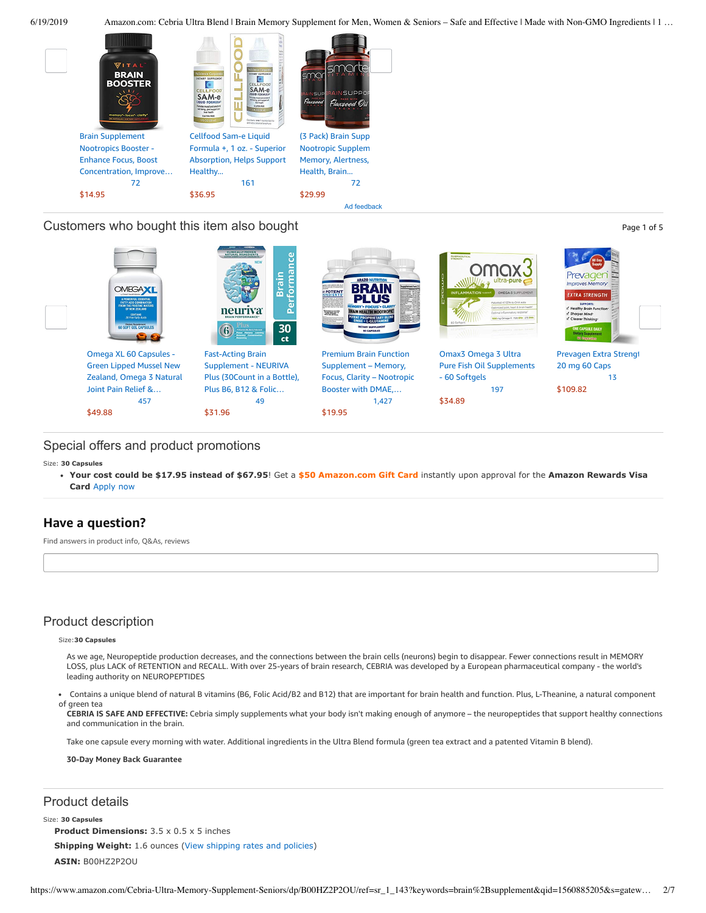Brain Supplement Nootropics Booster - Enhance Focus, Boost Concentration, Improve…
72
$14.95

Cellfood Sam-e Liquid Formula +, 1 oz. - Superior Absorption, Helps Support Healthy…
161
$36.95

(3 Pack) Brain Supp Nootropic Supplem Memory, Alertness, Health, Brain…
72
$29.99

Ad feedback

## Customers who bought this item also bought

Page 1 of 5

Omega XL 60 Capsules - Green Lipped Mussel New Zealand, Omega 3 Natural Joint Pain Relief &…
457
$49.88

Fast-Acting Brain Supplement - NEURIVA Plus (30Count in a Bottle), Plus B6, B12 & Folic…
49
$31.96

Premium Brain Function Supplement – Memory, Focus, Clarity – Nootropic Booster with DMAE,…
1,427
$19.95

Omax3 Omega 3 Ultra Pure Fish Oil Supplements - 60 Softgels
197
$34.89

Prevagen Extra Strengt 20 mg 60 Caps
13
$109.82

## Special offers and product promotions

Size: **30 Capsules**

- **Your cost could be $17.95 instead of $67.95**! Get a **$50 Amazon.com Gift Card** instantly upon approval for the **Amazon Rewards Visa Card** Apply now

## Have a question?

Find answers in product info, Q&As, reviews

## Product description

Size:**30 Capsules**

As we age, Neuropeptide production decreases, and the connections between the brain cells (neurons) begin to disappear. Fewer connections result in MEMORY LOSS, plus LACK of RETENTION and RECALL. With over 25-years of brain research, CEBRIA was developed by a European pharmaceutical company - the world's leading authority on NEUROPEPTIDES

- Contains a unique blend of natural B vitamins (B6, Folic Acid/B2 and B12) that are important for brain health and function. Plus, L-Theanine, a natural component of green tea

**CEBRIA IS SAFE AND EFFECTIVE:** Cebria simply supplements what your body isn't making enough of anymore – the neuropeptides that support healthy connections and communication in the brain.

Take one capsule every morning with water. Additional ingredients in the Ultra Blend formula (green tea extract and a patented Vitamin B blend).

**30-Day Money Back Guarantee**

## Product details

Size: **30 Capsules**

**Product Dimensions:** 3.5 x 0.5 x 5 inches

**Shipping Weight:** 1.6 ounces (View shipping rates and policies)

**ASIN:** B00HZ2P2OU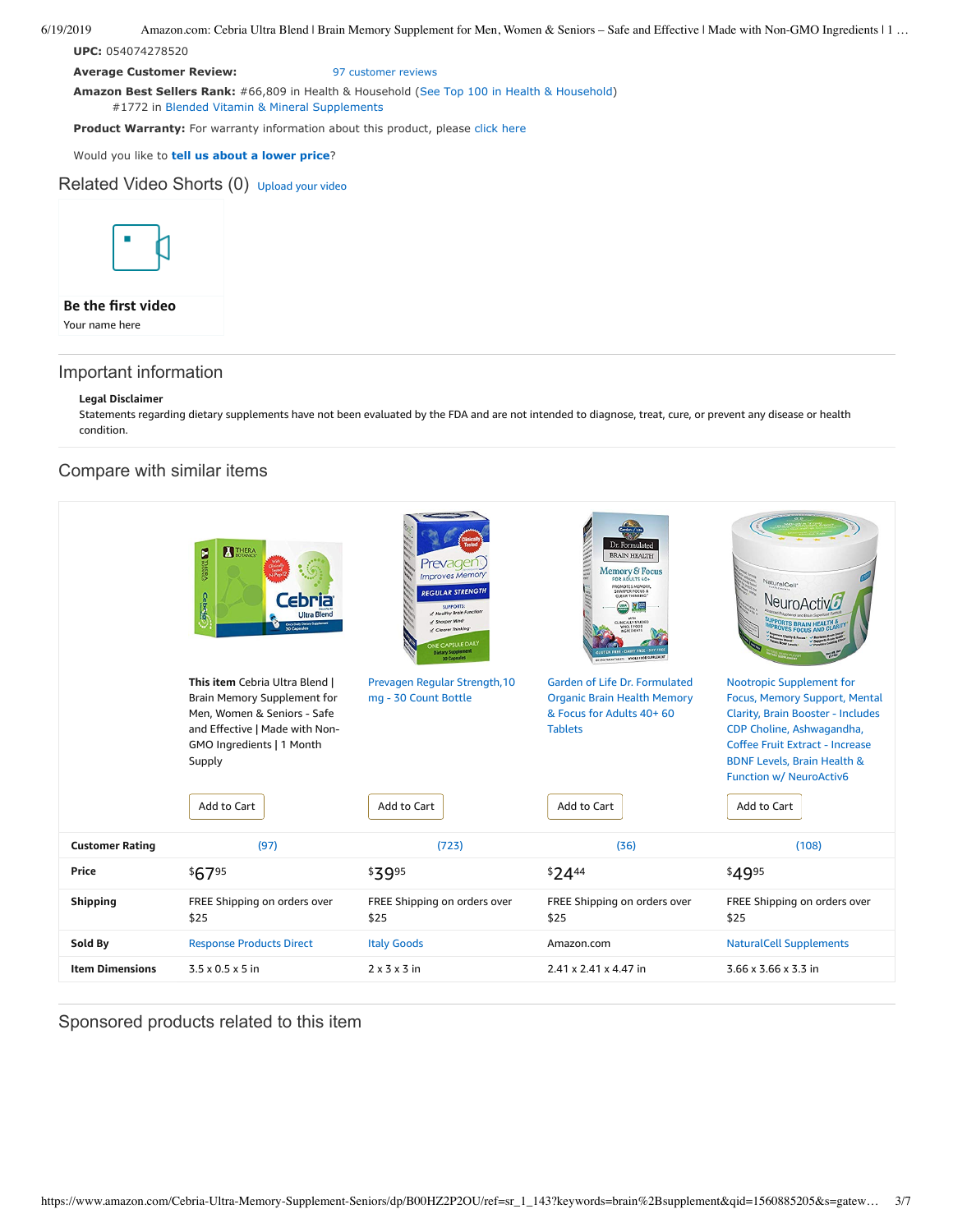**UPC:** 054074278520

**Average Customer Review:** 97 customer reviews

**Amazon Best Sellers Rank:** #66,809 in Health & Household (See Top 100 in Health & Household)
#1772 in Blended Vitamin & Mineral Supplements

**Product Warranty:** For warranty information about this product, please click here

Would you like to **tell us about a lower price**?

## Related Video Shorts (0) Upload your video

**Be the first video**

Your name here

## Important information

**Legal Disclaimer**

Statements regarding dietary supplements have not been evaluated by the FDA and are not intended to diagnose, treat, cure, or prevent any disease or health condition.

## Compare with similar items

| | **This item** Cebria Ultra Blend \| Brain Memory Supplement for Men, Women & Seniors - Safe and Effective \| Made with Non-GMO Ingredients \| 1 Month Supply | Prevagen Regular Strength,10 mg - 30 Count Bottle | Garden of Life Dr. Formulated Organic Brain Health Memory & Focus for Adults 40+ 60 Tablets | Nootropic Supplement for Focus, Memory Support, Mental Clarity, Brain Booster - Includes CDP Choline, Ashwagandha, Coffee Fruit Extract - Increase BDNF Levels, Brain Health & Function w/ NeuroActiv6 |
|---|---|---|---|---|
| | Add to Cart | Add to Cart | Add to Cart | Add to Cart |
| **Customer Rating** | (97) | (723) | (36) | (108) |
| **Price** | $67.95 | $39.95 | $24.44 | $49.95 |
| **Shipping** | FREE Shipping on orders over $25 | FREE Shipping on orders over $25 | FREE Shipping on orders over $25 | FREE Shipping on orders over $25 |
| **Sold By** | Response Products Direct | Italy Goods | Amazon.com | NaturalCell Supplements |
| **Item Dimensions** | 3.5 x 0.5 x 5 in | 2 x 3 x 3 in | 2.41 x 2.41 x 4.47 in | 3.66 x 3.66 x 3.3 in |

## Sponsored products related to this item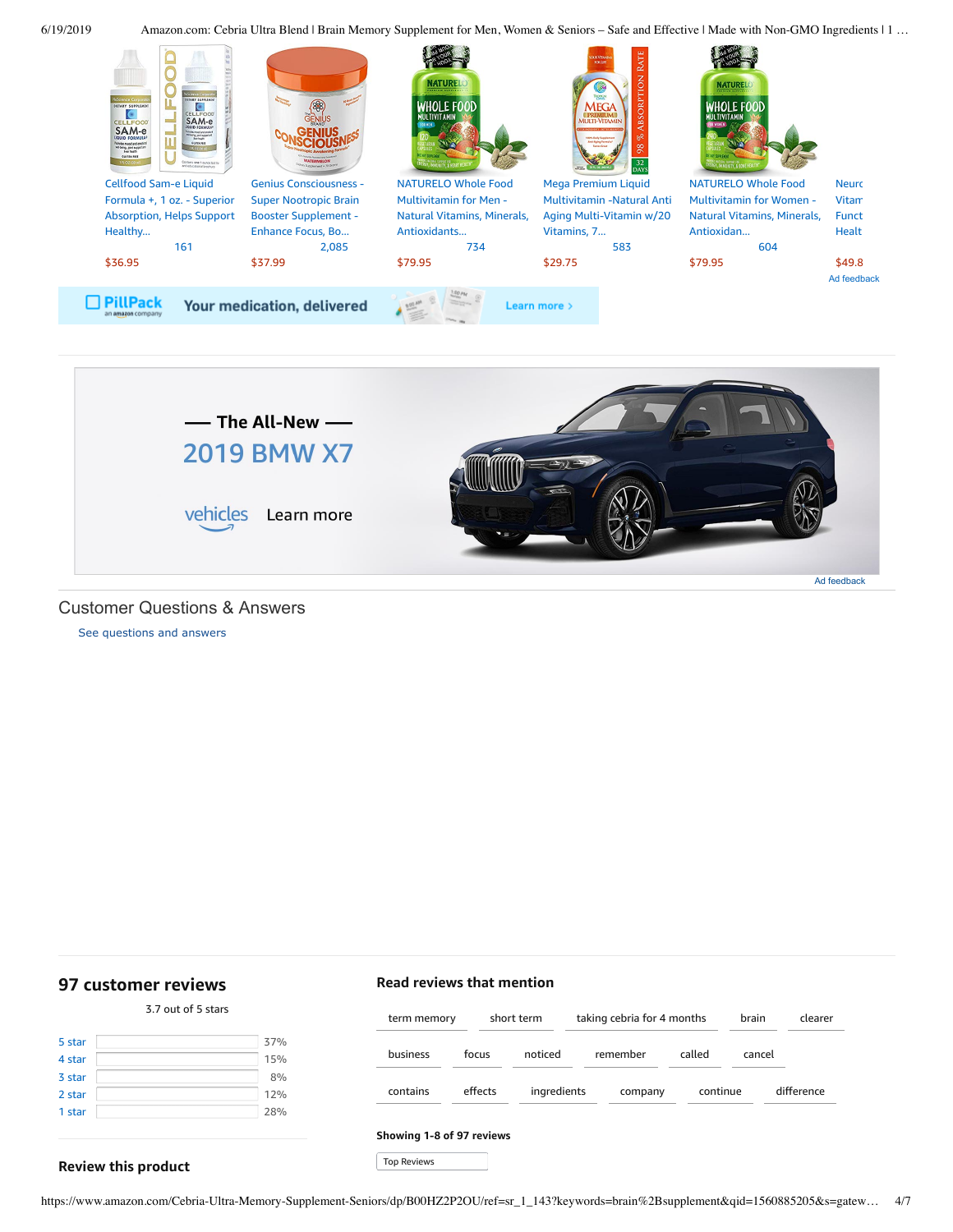Cellfood Sam-e Liquid Formula +, 1 oz. - Superior Absorption, Helps Support Healthy...
161
$36.95

Genius Consciousness - Super Nootropic Brain Booster Supplement - Enhance Focus, Bo...
2,085
$37.99

NATURELO Whole Food Multivitamin for Men - Natural Vitamins, Minerals, Antioxidants...
734
$79.95

Mega Premium Liquid Multivitamin -Natural Anti Aging Multi-Vitamin w/20 Vitamins, 7...
583
$29.75

NATURELO Whole Food Multivitamin for Women - Natural Vitamins, Minerals, Antioxidan...
604
$79.95

Neurc Vitam Funct Healt
$49.8

Ad feedback

PillPack an amazon company — Your medication, delivered — Learn more ›

— The All-New —
2019 BMW X7
vehicles Learn more

Ad feedback

## Customer Questions & Answers

See questions and answers

## 97 customer reviews

3.7 out of 5 stars

| | |
|---|---|
| 5 star | 37% |
| 4 star | 15% |
| 3 star | 8% |
| 2 star | 12% |
| 1 star | 28% |

### Read reviews that mention

term memory | short term | taking cebria for 4 months | brain | clearer | business | focus | noticed | remember | called | cancel | contains | effects | ingredients | company | continue | difference

**Showing 1-8 of 97 reviews**

Top Reviews

### Review this product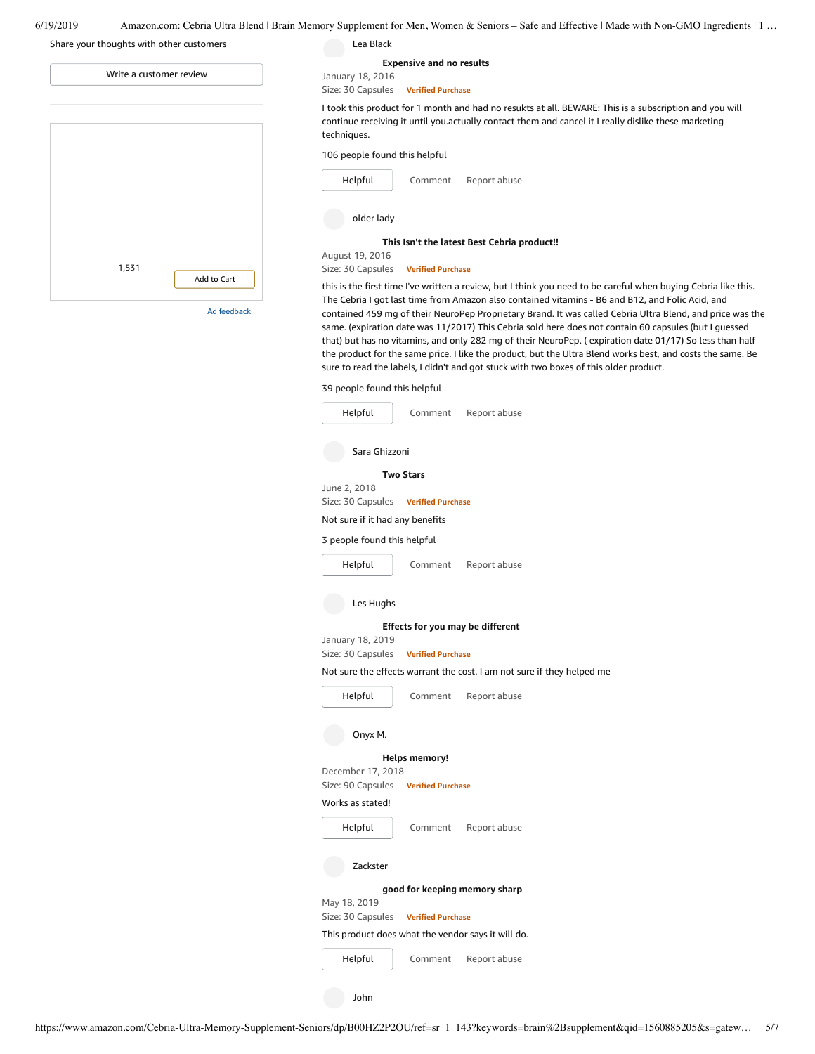Share your thoughts with other customers

Write a customer review

1,531

Add to Cart

Ad feedback

Lea Black

**Expensive and no results**

January 18, 2016

Size: 30 Capsules   Verified Purchase

I took this product for 1 month and had no resukts at all. BEWARE: This is a subscription and you will continue receiving it until you.actually contact them and cancel it I really dislike these marketing techniques.

106 people found this helpful

Helpful   Comment   Report abuse

older lady

**This Isn't the latest Best Cebria product!!**

August 19, 2016

Size: 30 Capsules   Verified Purchase

this is the first time I've written a review, but I think you need to be careful when buying Cebria like this. The Cebria I got last time from Amazon also contained vitamins - B6 and B12, and Folic Acid, and contained 459 mg of their NeuroPep Proprietary Brand. It was called Cebria Ultra Blend, and price was the same. (expiration date was 11/2017) This Cebria sold here does not contain 60 capsules (but I guessed that) but has no vitamins, and only 282 mg of their NeuroPep. ( expiration date 01/17) So less than half the product for the same price. I like the product, but the Ultra Blend works best, and costs the same. Be sure to read the labels, I didn't and got stuck with two boxes of this older product.

39 people found this helpful

Helpful   Comment   Report abuse

Sara Ghizzoni

**Two Stars**

June 2, 2018

Size: 30 Capsules   Verified Purchase

Not sure if it had any benefits

3 people found this helpful

Helpful   Comment   Report abuse

Les Hughs

**Effects for you may be different**

January 18, 2019

Size: 30 Capsules   Verified Purchase

Not sure the effects warrant the cost. I am not sure if they helped me

Helpful   Comment   Report abuse

Onyx M.

**Helps memory!**

December 17, 2018

Size: 90 Capsules   Verified Purchase

Works as stated!

Helpful   Comment   Report abuse

Zackster

**good for keeping memory sharp**

May 18, 2019

Size: 30 Capsules   Verified Purchase

This product does what the vendor says it will do.

Helpful   Comment   Report abuse

John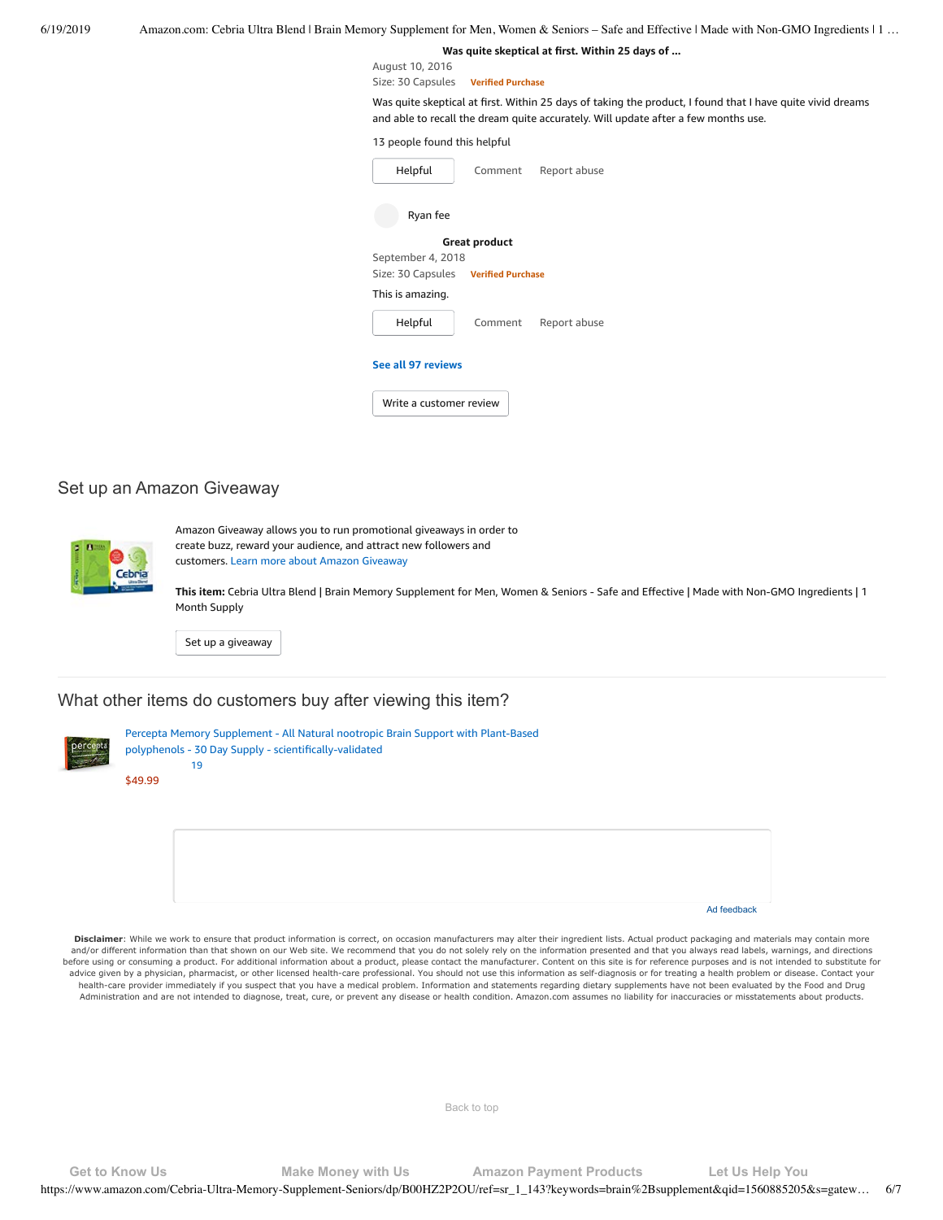**Was quite skeptical at first. Within 25 days of ...**

August 10, 2016

Size: 30 Capsules **Verified Purchase**

Was quite skeptical at first. Within 25 days of taking the product, I found that I have quite vivid dreams and able to recall the dream quite accurately. Will update after a few months use.

13 people found this helpful

Helpful Comment Report abuse

Ryan fee

**Great product**

September 4, 2018

Size: 30 Capsules **Verified Purchase**

This is amazing.

Helpful Comment Report abuse

**See all 97 reviews**

Write a customer review

## Set up an Amazon Giveaway

Amazon Giveaway allows you to run promotional giveaways in order to create buzz, reward your audience, and attract new followers and customers. Learn more about Amazon Giveaway

**This item:** Cebria Ultra Blend | Brain Memory Supplement for Men, Women & Seniors - Safe and Effective | Made with Non-GMO Ingredients | 1 Month Supply

Set up a giveaway

## What other items do customers buy after viewing this item?

Percepta Memory Supplement - All Natural nootropic Brain Support with Plant-Based polyphenols - 30 Day Supply - scientifically-validated

19

$49.99

Ad feedback

**Disclaimer**: While we work to ensure that product information is correct, on occasion manufacturers may alter their ingredient lists. Actual product packaging and materials may contain more and/or different information than that shown on our Web site. We recommend that you do not solely rely on the information presented and that you always read labels, warnings, and directions before using or consuming a product. For additional information about a product, please contact the manufacturer. Content on this site is for reference purposes and is not intended to substitute for advice given by a physician, pharmacist, or other licensed health-care professional. You should not use this information as self-diagnosis or for treating a health problem or disease. Contact your health-care provider immediately if you suspect that you have a medical problem. Information and statements regarding dietary supplements have not been evaluated by the Food and Drug Administration and are not intended to diagnose, treat, cure, or prevent any disease or health condition. Amazon.com assumes no liability for inaccuracies or misstatements about products.

Back to top

Get to Know Us Make Money with Us Amazon Payment Products Let Us Help You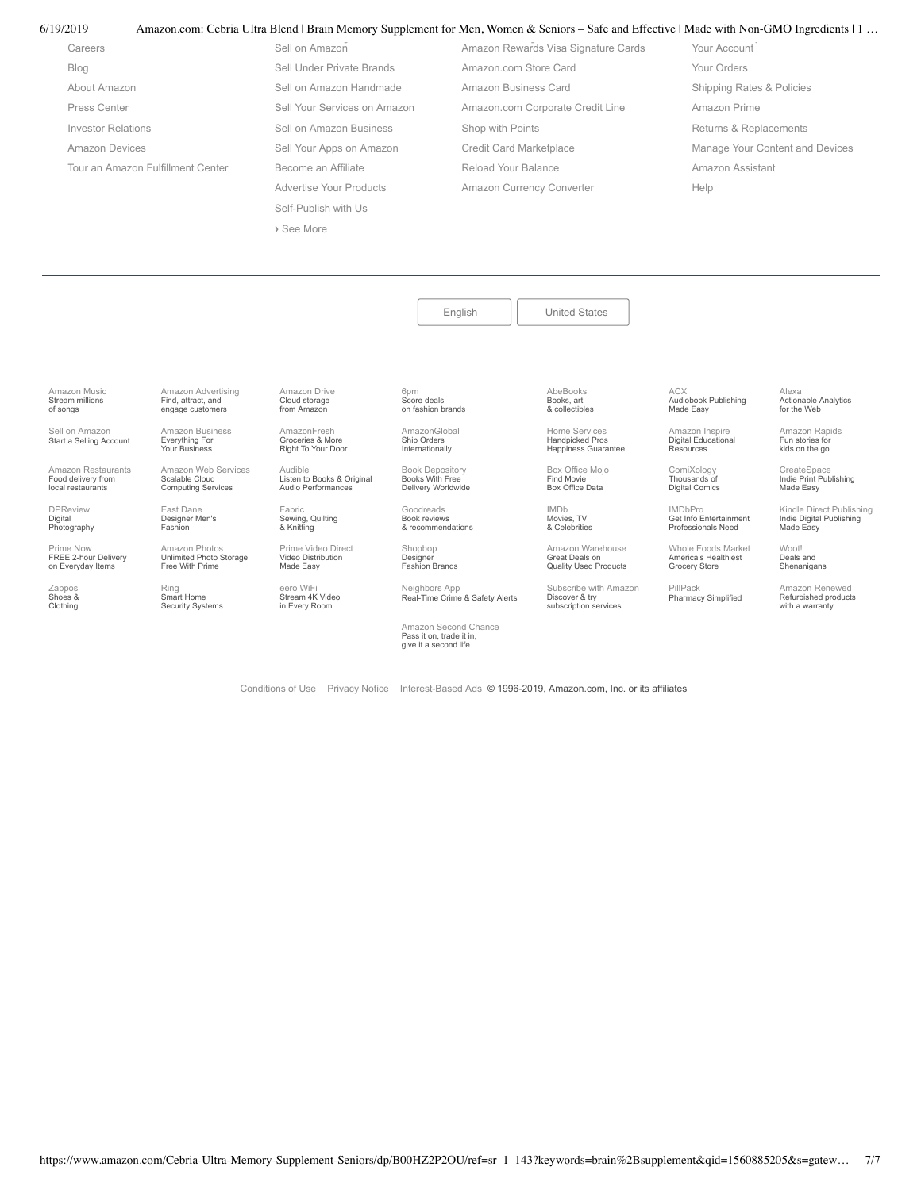Careers

Blog

About Amazon

Press Center

Investor Relations

Amazon Devices

Tour an Amazon Fulfillment Center

Sell on Amazon

Sell Under Private Brands

Sell on Amazon Handmade

Sell Your Services on Amazon

Sell on Amazon Business

Sell Your Apps on Amazon

Become an Affiliate

Advertise Your Products

Self-Publish with Us

› See More

Amazon Rewards Visa Signature Cards

Amazon.com Store Card

Amazon Business Card

Amazon.com Corporate Credit Line

Shop with Points

Credit Card Marketplace

Reload Your Balance

Amazon Currency Converter

Your Account

Your Orders

Shipping Rates & Policies

Amazon Prime

Returns & Replacements

Manage Your Content and Devices

Amazon Assistant

Help

---

English | United States

| | | | | | | |
|---|---|---|---|---|---|---|
| Amazon Music<br>Stream millions of songs | Amazon Advertising<br>Find, attract, and engage customers | Amazon Drive<br>Cloud storage from Amazon | 6pm<br>Score deals on fashion brands | AbeBooks<br>Books, art & collectibles | ACX<br>Audiobook Publishing Made Easy | Alexa<br>Actionable Analytics for the Web |
| Sell on Amazon<br>Start a Selling Account | Amazon Business<br>Everything For Your Business | AmazonFresh<br>Groceries & More Right To Your Door | AmazonGlobal<br>Ship Orders Internationally | Home Services<br>Handpicked Pros Happiness Guarantee | Amazon Inspire<br>Digital Educational Resources | Amazon Rapids<br>Fun stories for kids on the go |
| Amazon Restaurants<br>Food delivery from local restaurants | Amazon Web Services<br>Scalable Cloud Computing Services | Audible<br>Listen to Books & Original Audio Performances | Book Depository<br>Books With Free Delivery Worldwide | Box Office Mojo<br>Find Movie Box Office Data | ComiXology<br>Thousands of Digital Comics | CreateSpace<br>Indie Print Publishing Made Easy |
| DPReview<br>Digital Photography | East Dane<br>Designer Men's Fashion | Fabric<br>Sewing, Quilting & Knitting | Goodreads<br>Book reviews & recommendations | IMDb<br>Movies, TV & Celebrities | IMDbPro<br>Get Info Entertainment Professionals Need | Kindle Direct Publishing<br>Indie Digital Publishing Made Easy |
| Prime Now<br>FREE 2-hour Delivery on Everyday Items | Amazon Photos<br>Unlimited Photo Storage Free With Prime | Prime Video Direct<br>Video Distribution Made Easy | Shopbop<br>Designer Fashion Brands | Amazon Warehouse<br>Great Deals on Quality Used Products | Whole Foods Market<br>America's Healthiest Grocery Store | Woot!<br>Deals and Shenanigans |
| Zappos<br>Shoes & Clothing | Ring<br>Smart Home Security Systems | eero WiFi<br>Stream 4K Video in Every Room | Neighbors App<br>Real-Time Crime & Safety Alerts | Subscribe with Amazon<br>Discover & try subscription services | PillPack<br>Pharmacy Simplified | Amazon Renewed<br>Refurbished products with a warranty |
| | | | Amazon Second Chance<br>Pass it on, trade it in, give it a second life | | | |

Conditions of Use   Privacy Notice   Interest-Based Ads   © 1996-2019, Amazon.com, Inc. or its affiliates